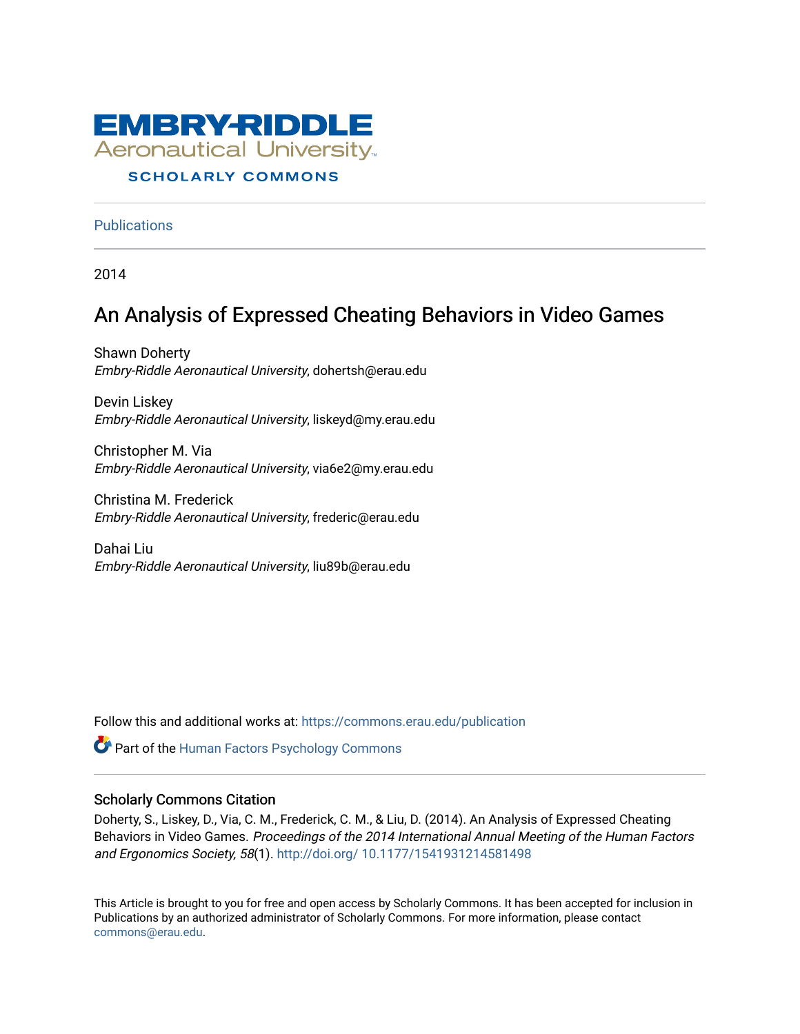EMBRY-RIDDLE
Aeronautical University
SCHOLARLY COMMONS

Publications

2014

# An Analysis of Expressed Cheating Behaviors in Video Games

Shawn Doherty
*Embry-Riddle Aeronautical University*, dohertsh@erau.edu

Devin Liskey
*Embry-Riddle Aeronautical University*, liskeyd@my.erau.edu

Christopher M. Via
*Embry-Riddle Aeronautical University*, via6e2@my.erau.edu

Christina M. Frederick
*Embry-Riddle Aeronautical University*, frederic@erau.edu

Dahai Liu
*Embry-Riddle Aeronautical University*, liu89b@erau.edu

Follow this and additional works at: https://commons.erau.edu/publication

Part of the Human Factors Psychology Commons

## Scholarly Commons Citation

Doherty, S., Liskey, D., Via, C. M., Frederick, C. M., & Liu, D. (2014). An Analysis of Expressed Cheating Behaviors in Video Games. *Proceedings of the 2014 International Annual Meeting of the Human Factors and Ergonomics Society, 58*(1). http://doi.org/ 10.1177/1541931214581498

This Article is brought to you for free and open access by Scholarly Commons. It has been accepted for inclusion in Publications by an authorized administrator of Scholarly Commons. For more information, please contact commons@erau.edu.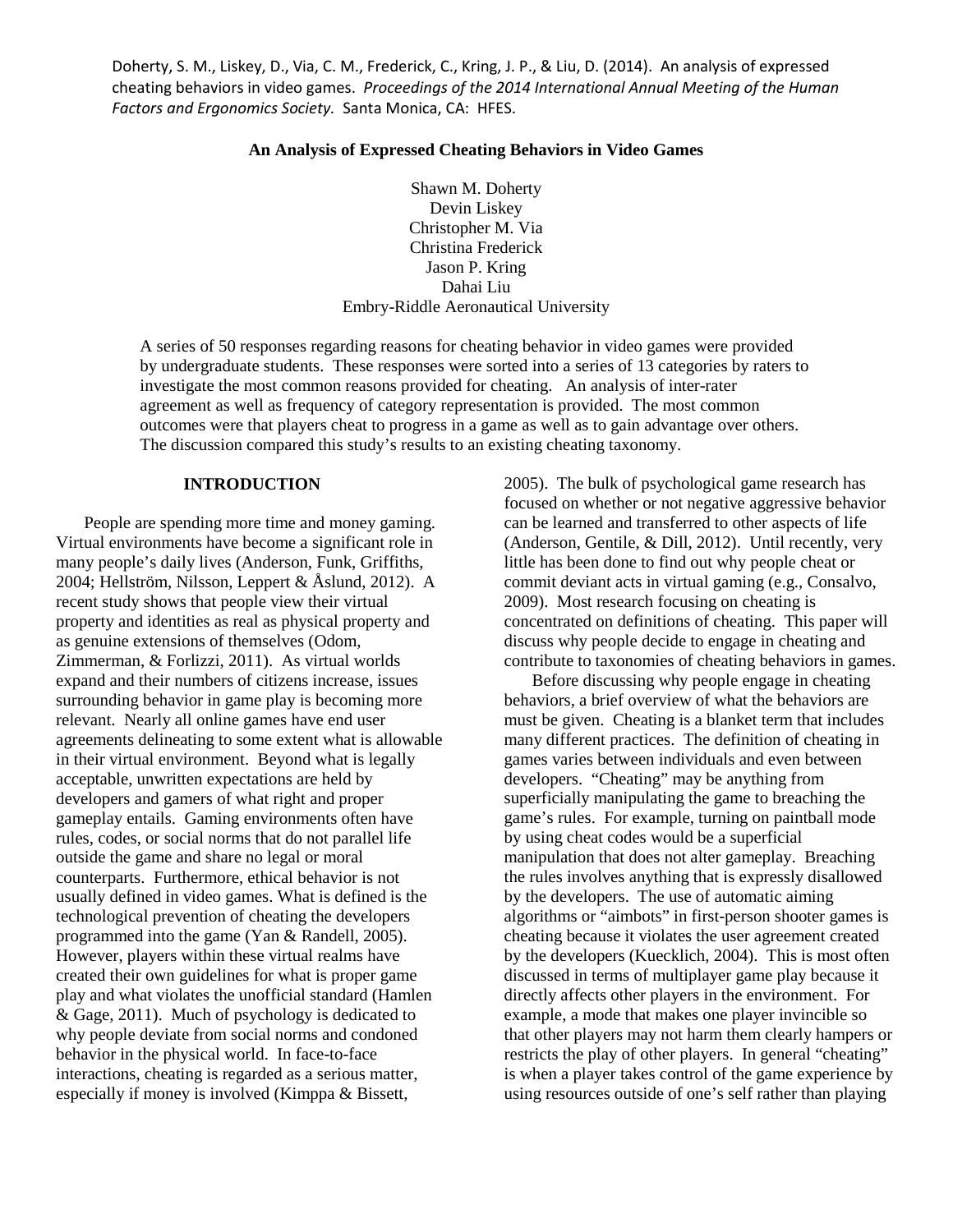Doherty, S. M., Liskey, D., Via, C. M., Frederick, C., Kring, J. P., & Liu, D. (2014). An analysis of expressed cheating behaviors in video games. *Proceedings of the 2014 International Annual Meeting of the Human Factors and Ergonomics Society.* Santa Monica, CA: HFES.

**An Analysis of Expressed Cheating Behaviors in Video Games**

Shawn M. Doherty
Devin Liskey
Christopher M. Via
Christina Frederick
Jason P. Kring
Dahai Liu
Embry-Riddle Aeronautical University

A series of 50 responses regarding reasons for cheating behavior in video games were provided by undergraduate students. These responses were sorted into a series of 13 categories by raters to investigate the most common reasons provided for cheating. An analysis of inter-rater agreement as well as frequency of category representation is provided. The most common outcomes were that players cheat to progress in a game as well as to gain advantage over others. The discussion compared this study's results to an existing cheating taxonomy.

## INTRODUCTION

People are spending more time and money gaming. Virtual environments have become a significant role in many people's daily lives (Anderson, Funk, Griffiths, 2004; Hellström, Nilsson, Leppert & Åslund, 2012). A recent study shows that people view their virtual property and identities as real as physical property and as genuine extensions of themselves (Odom, Zimmerman, & Forlizzi, 2011). As virtual worlds expand and their numbers of citizens increase, issues surrounding behavior in game play is becoming more relevant. Nearly all online games have end user agreements delineating to some extent what is allowable in their virtual environment. Beyond what is legally acceptable, unwritten expectations are held by developers and gamers of what right and proper gameplay entails. Gaming environments often have rules, codes, or social norms that do not parallel life outside the game and share no legal or moral counterparts. Furthermore, ethical behavior is not usually defined in video games. What is defined is the technological prevention of cheating the developers programmed into the game (Yan & Randell, 2005). However, players within these virtual realms have created their own guidelines for what is proper game play and what violates the unofficial standard (Hamlen & Gage, 2011). Much of psychology is dedicated to why people deviate from social norms and condoned behavior in the physical world. In face-to-face interactions, cheating is regarded as a serious matter, especially if money is involved (Kimppa & Bissett, 2005). The bulk of psychological game research has focused on whether or not negative aggressive behavior can be learned and transferred to other aspects of life (Anderson, Gentile, & Dill, 2012). Until recently, very little has been done to find out why people cheat or commit deviant acts in virtual gaming (e.g., Consalvo, 2009). Most research focusing on cheating is concentrated on definitions of cheating. This paper will discuss why people decide to engage in cheating and contribute to taxonomies of cheating behaviors in games.

Before discussing why people engage in cheating behaviors, a brief overview of what the behaviors are must be given. Cheating is a blanket term that includes many different practices. The definition of cheating in games varies between individuals and even between developers. "Cheating" may be anything from superficially manipulating the game to breaching the game's rules. For example, turning on paintball mode by using cheat codes would be a superficial manipulation that does not alter gameplay. Breaching the rules involves anything that is expressly disallowed by the developers. The use of automatic aiming algorithms or "aimbots" in first-person shooter games is cheating because it violates the user agreement created by the developers (Kuecklich, 2004). This is most often discussed in terms of multiplayer game play because it directly affects other players in the environment. For example, a mode that makes one player invincible so that other players may not harm them clearly hampers or restricts the play of other players. In general "cheating" is when a player takes control of the game experience by using resources outside of one's self rather than playing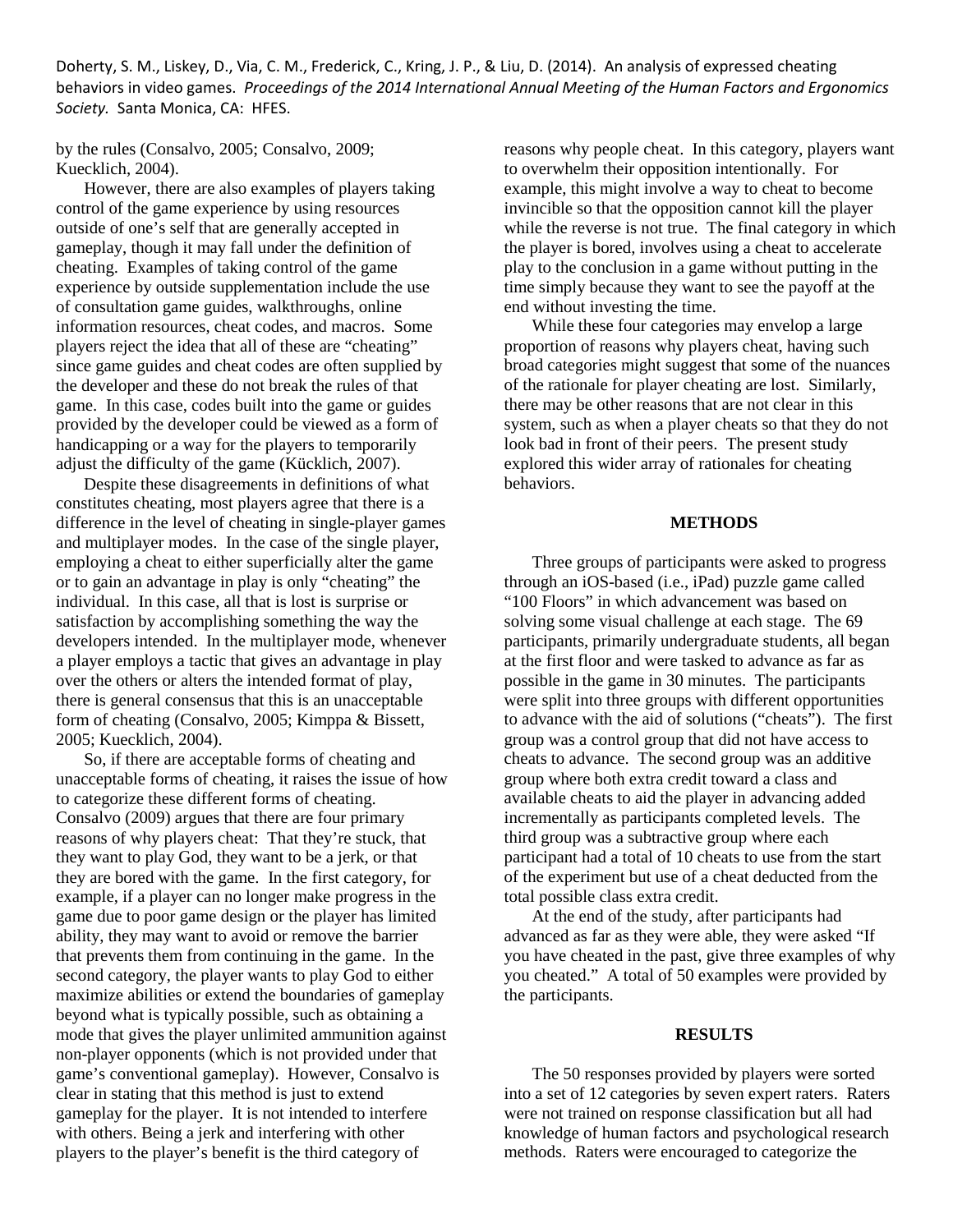by the rules (Consalvo, 2005; Consalvo, 2009; Kuecklich, 2004).

However, there are also examples of players taking control of the game experience by using resources outside of one's self that are generally accepted in gameplay, though it may fall under the definition of cheating. Examples of taking control of the game experience by outside supplementation include the use of consultation game guides, walkthroughs, online information resources, cheat codes, and macros. Some players reject the idea that all of these are "cheating" since game guides and cheat codes are often supplied by the developer and these do not break the rules of that game. In this case, codes built into the game or guides provided by the developer could be viewed as a form of handicapping or a way for the players to temporarily adjust the difficulty of the game (Kücklich, 2007).

Despite these disagreements in definitions of what constitutes cheating, most players agree that there is a difference in the level of cheating in single-player games and multiplayer modes. In the case of the single player, employing a cheat to either superficially alter the game or to gain an advantage in play is only "cheating" the individual. In this case, all that is lost is surprise or satisfaction by accomplishing something the way the developers intended. In the multiplayer mode, whenever a player employs a tactic that gives an advantage in play over the others or alters the intended format of play, there is general consensus that this is an unacceptable form of cheating (Consalvo, 2005; Kimppa & Bissett, 2005; Kuecklich, 2004).

So, if there are acceptable forms of cheating and unacceptable forms of cheating, it raises the issue of how to categorize these different forms of cheating. Consalvo (2009) argues that there are four primary reasons of why players cheat: That they're stuck, that they want to play God, they want to be a jerk, or that they are bored with the game. In the first category, for example, if a player can no longer make progress in the game due to poor game design or the player has limited ability, they may want to avoid or remove the barrier that prevents them from continuing in the game. In the second category, the player wants to play God to either maximize abilities or extend the boundaries of gameplay beyond what is typically possible, such as obtaining a mode that gives the player unlimited ammunition against non-player opponents (which is not provided under that game's conventional gameplay). However, Consalvo is clear in stating that this method is just to extend gameplay for the player. It is not intended to interfere with others. Being a jerk and interfering with other players to the player's benefit is the third category of reasons why people cheat. In this category, players want to overwhelm their opposition intentionally. For example, this might involve a way to cheat to become invincible so that the opposition cannot kill the player while the reverse is not true. The final category in which the player is bored, involves using a cheat to accelerate play to the conclusion in a game without putting in the time simply because they want to see the payoff at the end without investing the time.

While these four categories may envelop a large proportion of reasons why players cheat, having such broad categories might suggest that some of the nuances of the rationale for player cheating are lost. Similarly, there may be other reasons that are not clear in this system, such as when a player cheats so that they do not look bad in front of their peers. The present study explored this wider array of rationales for cheating behaviors.

## METHODS

Three groups of participants were asked to progress through an iOS-based (i.e., iPad) puzzle game called "100 Floors" in which advancement was based on solving some visual challenge at each stage. The 69 participants, primarily undergraduate students, all began at the first floor and were tasked to advance as far as possible in the game in 30 minutes. The participants were split into three groups with different opportunities to advance with the aid of solutions ("cheats"). The first group was a control group that did not have access to cheats to advance. The second group was an additive group where both extra credit toward a class and available cheats to aid the player in advancing added incrementally as participants completed levels. The third group was a subtractive group where each participant had a total of 10 cheats to use from the start of the experiment but use of a cheat deducted from the total possible class extra credit.

At the end of the study, after participants had advanced as far as they were able, they were asked "If you have cheated in the past, give three examples of why you cheated." A total of 50 examples were provided by the participants.

## RESULTS

The 50 responses provided by players were sorted into a set of 12 categories by seven expert raters. Raters were not trained on response classification but all had knowledge of human factors and psychological research methods. Raters were encouraged to categorize the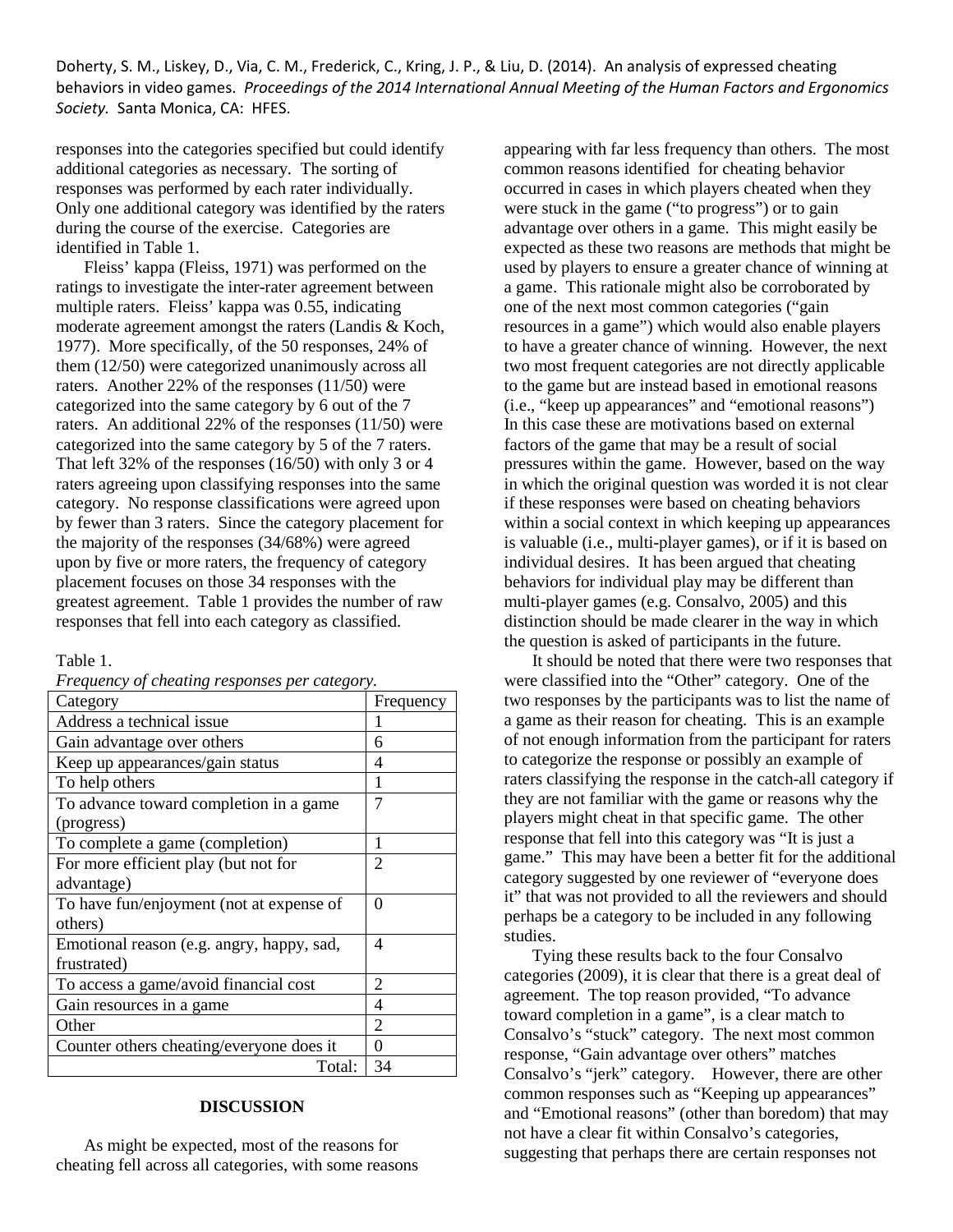responses into the categories specified but could identify additional categories as necessary. The sorting of responses was performed by each rater individually. Only one additional category was identified by the raters during the course of the exercise. Categories are identified in Table 1.

Fleiss' kappa (Fleiss, 1971) was performed on the ratings to investigate the inter-rater agreement between multiple raters. Fleiss' kappa was 0.55, indicating moderate agreement amongst the raters (Landis & Koch, 1977). More specifically, of the 50 responses, 24% of them (12/50) were categorized unanimously across all raters. Another 22% of the responses (11/50) were categorized into the same category by 6 out of the 7 raters. An additional 22% of the responses (11/50) were categorized into the same category by 5 of the 7 raters. That left 32% of the responses (16/50) with only 3 or 4 raters agreeing upon classifying responses into the same category. No response classifications were agreed upon by fewer than 3 raters. Since the category placement for the majority of the responses (34/68%) were agreed upon by five or more raters, the frequency of category placement focuses on those 34 responses with the greatest agreement. Table 1 provides the number of raw responses that fell into each category as classified.

Table 1.
*Frequency of cheating responses per category.*

| Category | Frequency |
|---|---|
| Address a technical issue | 1 |
| Gain advantage over others | 6 |
| Keep up appearances/gain status | 4 |
| To help others | 1 |
| To advance toward completion in a game (progress) | 7 |
| To complete a game (completion) | 1 |
| For more efficient play (but not for advantage) | 2 |
| To have fun/enjoyment (not at expense of others) | 0 |
| Emotional reason (e.g. angry, happy, sad, frustrated) | 4 |
| To access a game/avoid financial cost | 2 |
| Gain resources in a game | 4 |
| Other | 2 |
| Counter others cheating/everyone does it | 0 |
| Total: | 34 |

## DISCUSSION

As might be expected, most of the reasons for cheating fell across all categories, with some reasons appearing with far less frequency than others. The most common reasons identified for cheating behavior occurred in cases in which players cheated when they were stuck in the game ("to progress") or to gain advantage over others in a game. This might easily be expected as these two reasons are methods that might be used by players to ensure a greater chance of winning at a game. This rationale might also be corroborated by one of the next most common categories ("gain resources in a game") which would also enable players to have a greater chance of winning. However, the next two most frequent categories are not directly applicable to the game but are instead based in emotional reasons (i.e., "keep up appearances" and "emotional reasons") In this case these are motivations based on external factors of the game that may be a result of social pressures within the game. However, based on the way in which the original question was worded it is not clear if these responses were based on cheating behaviors within a social context in which keeping up appearances is valuable (i.e., multi-player games), or if it is based on individual desires. It has been argued that cheating behaviors for individual play may be different than multi-player games (e.g. Consalvo, 2005) and this distinction should be made clearer in the way in which the question is asked of participants in the future.

It should be noted that there were two responses that were classified into the "Other" category. One of the two responses by the participants was to list the name of a game as their reason for cheating. This is an example of not enough information from the participant for raters to categorize the response or possibly an example of raters classifying the response in the catch-all category if they are not familiar with the game or reasons why the players might cheat in that specific game. The other response that fell into this category was "It is just a game." This may have been a better fit for the additional category suggested by one reviewer of "everyone does it" that was not provided to all the reviewers and should perhaps be a category to be included in any following studies.

Tying these results back to the four Consalvo categories (2009), it is clear that there is a great deal of agreement. The top reason provided, "To advance toward completion in a game", is a clear match to Consalvo's "stuck" category. The next most common response, "Gain advantage over others" matches Consalvo's "jerk" category. However, there are other common responses such as "Keeping up appearances" and "Emotional reasons" (other than boredom) that may not have a clear fit within Consalvo's categories, suggesting that perhaps there are certain responses not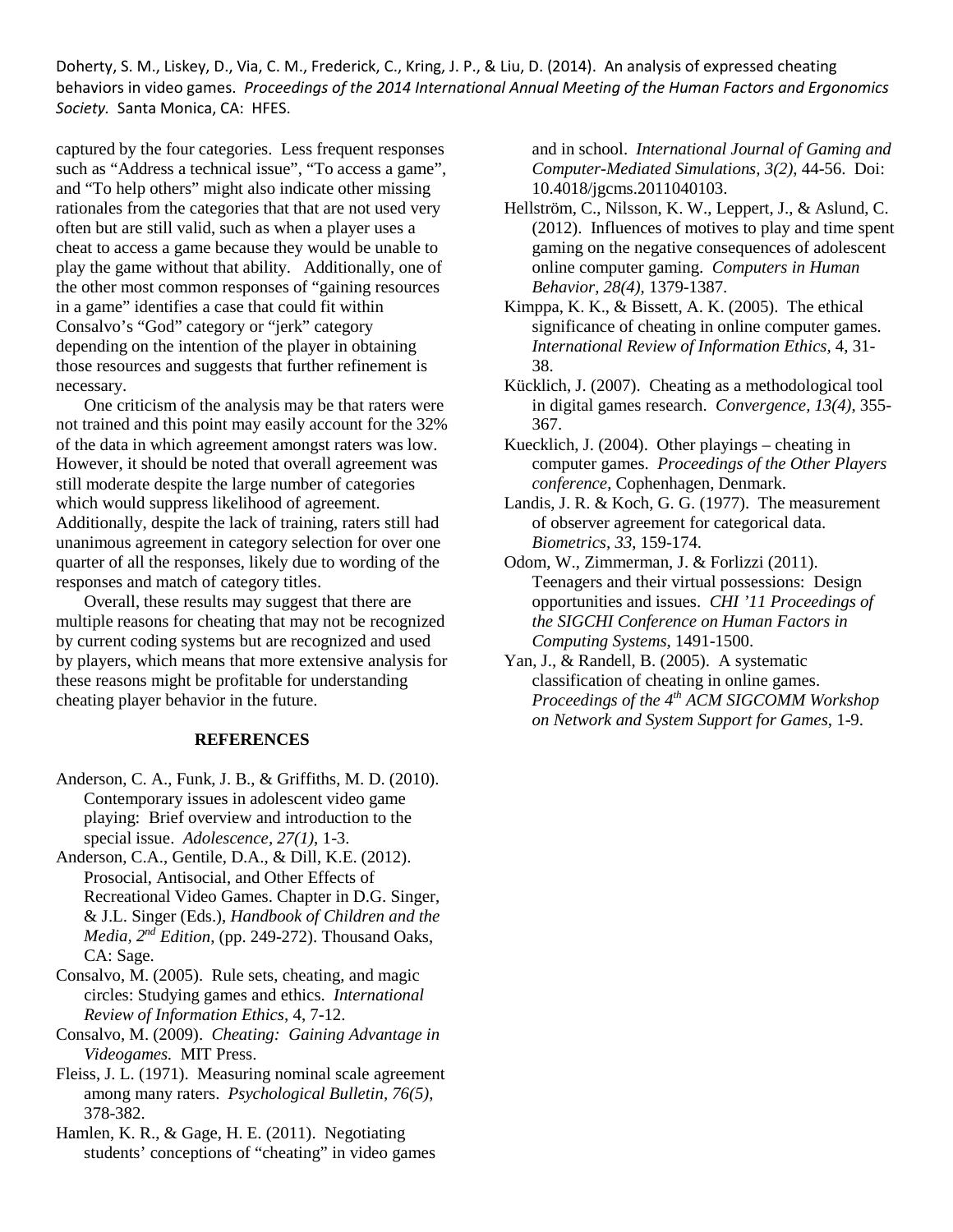captured by the four categories. Less frequent responses such as "Address a technical issue", "To access a game", and "To help others" might also indicate other missing rationales from the categories that that are not used very often but are still valid, such as when a player uses a cheat to access a game because they would be unable to play the game without that ability. Additionally, one of the other most common responses of "gaining resources in a game" identifies a case that could fit within Consalvo's "God" category or "jerk" category depending on the intention of the player in obtaining those resources and suggests that further refinement is necessary.

One criticism of the analysis may be that raters were not trained and this point may easily account for the 32% of the data in which agreement amongst raters was low. However, it should be noted that overall agreement was still moderate despite the large number of categories which would suppress likelihood of agreement. Additionally, despite the lack of training, raters still had unanimous agreement in category selection for over one quarter of all the responses, likely due to wording of the responses and match of category titles.

Overall, these results may suggest that there are multiple reasons for cheating that may not be recognized by current coding systems but are recognized and used by players, which means that more extensive analysis for these reasons might be profitable for understanding cheating player behavior in the future.

## REFERENCES

Anderson, C. A., Funk, J. B., & Griffiths, M. D. (2010). Contemporary issues in adolescent video game playing: Brief overview and introduction to the special issue. *Adolescence, 27(1)*, 1-3.

Anderson, C.A., Gentile, D.A., & Dill, K.E. (2012). Prosocial, Antisocial, and Other Effects of Recreational Video Games. Chapter in D.G. Singer, & J.L. Singer (Eds.), *Handbook of Children and the Media, 2nd Edition*, (pp. 249-272). Thousand Oaks, CA: Sage.

Consalvo, M. (2005). Rule sets, cheating, and magic circles: Studying games and ethics. *International Review of Information Ethics*, 4, 7-12.

Consalvo, M. (2009). *Cheating: Gaining Advantage in Videogames.* MIT Press.

Fleiss, J. L. (1971). Measuring nominal scale agreement among many raters. *Psychological Bulletin, 76(5)*, 378-382.

Hamlen, K. R., & Gage, H. E. (2011). Negotiating students' conceptions of "cheating" in video games and in school. *International Journal of Gaming and Computer-Mediated Simulations, 3(2)*, 44-56. Doi: 10.4018/jgcms.2011040103.

Hellström, C., Nilsson, K. W., Leppert, J., & Aslund, C. (2012). Influences of motives to play and time spent gaming on the negative consequences of adolescent online computer gaming. *Computers in Human Behavior, 28(4)*, 1379-1387.

Kimppa, K. K., & Bissett, A. K. (2005). The ethical significance of cheating in online computer games. *International Review of Information Ethics*, 4, 31-38.

Kücklich, J. (2007). Cheating as a methodological tool in digital games research. *Convergence, 13(4)*, 355-367.

Kuecklich, J. (2004). Other playings – cheating in computer games. *Proceedings of the Other Players conference*, Cophenhagen, Denmark.

Landis, J. R. & Koch, G. G. (1977). The measurement of observer agreement for categorical data. *Biometrics, 33*, 159-174.

Odom, W., Zimmerman, J. & Forlizzi (2011). Teenagers and their virtual possessions: Design opportunities and issues. *CHI '11 Proceedings of the SIGCHI Conference on Human Factors in Computing Systems*, 1491-1500.

Yan, J., & Randell, B. (2005). A systematic classification of cheating in online games. *Proceedings of the 4th ACM SIGCOMM Workshop on Network and System Support for Games*, 1-9.